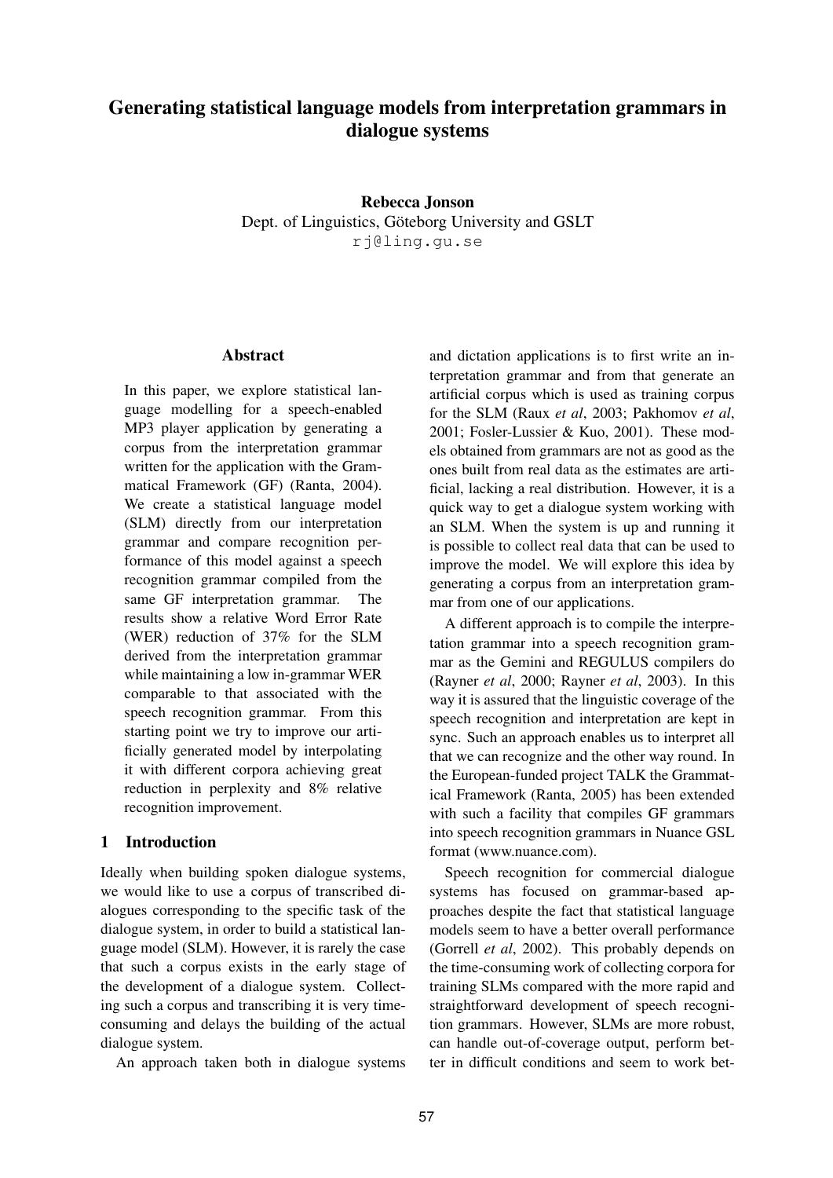# Generating statistical language models from interpretation grammars in dialogue systems

**Rebecca Jonson**
Dept. of Linguistics, Göteborg University and GSLT
rj@ling.gu.se

## Abstract

In this paper, we explore statistical language modelling for a speech-enabled MP3 player application by generating a corpus from the interpretation grammar written for the application with the Grammatical Framework (GF) (Ranta, 2004). We create a statistical language model (SLM) directly from our interpretation grammar and compare recognition performance of this model against a speech recognition grammar compiled from the same GF interpretation grammar. The results show a relative Word Error Rate (WER) reduction of 37% for the SLM derived from the interpretation grammar while maintaining a low in-grammar WER comparable to that associated with the speech recognition grammar. From this starting point we try to improve our artificially generated model by interpolating it with different corpora achieving great reduction in perplexity and 8% relative recognition improvement.

## 1 Introduction

Ideally when building spoken dialogue systems, we would like to use a corpus of transcribed dialogues corresponding to the specific task of the dialogue system, in order to build a statistical language model (SLM). However, it is rarely the case that such a corpus exists in the early stage of the development of a dialogue system. Collecting such a corpus and transcribing it is very time-consuming and delays the building of the actual dialogue system.

An approach taken both in dialogue systems and dictation applications is to first write an interpretation grammar and from that generate an artificial corpus which is used as training corpus for the SLM (Raux *et al*, 2003; Pakhomov *et al*, 2001; Fosler-Lussier & Kuo, 2001). These models obtained from grammars are not as good as the ones built from real data as the estimates are artificial, lacking a real distribution. However, it is a quick way to get a dialogue system working with an SLM. When the system is up and running it is possible to collect real data that can be used to improve the model. We will explore this idea by generating a corpus from an interpretation grammar from one of our applications.

A different approach is to compile the interpretation grammar into a speech recognition grammar as the Gemini and REGULUS compilers do (Rayner *et al*, 2000; Rayner *et al*, 2003). In this way it is assured that the linguistic coverage of the speech recognition and interpretation are kept in sync. Such an approach enables us to interpret all that we can recognize and the other way round. In the European-funded project TALK the Grammatical Framework (Ranta, 2005) has been extended with such a facility that compiles GF grammars into speech recognition grammars in Nuance GSL format (www.nuance.com).

Speech recognition for commercial dialogue systems has focused on grammar-based approaches despite the fact that statistical language models seem to have a better overall performance (Gorrell *et al*, 2002). This probably depends on the time-consuming work of collecting corpora for training SLMs compared with the more rapid and straightforward development of speech recognition grammars. However, SLMs are more robust, can handle out-of-coverage output, perform better in difficult conditions and seem to work bet-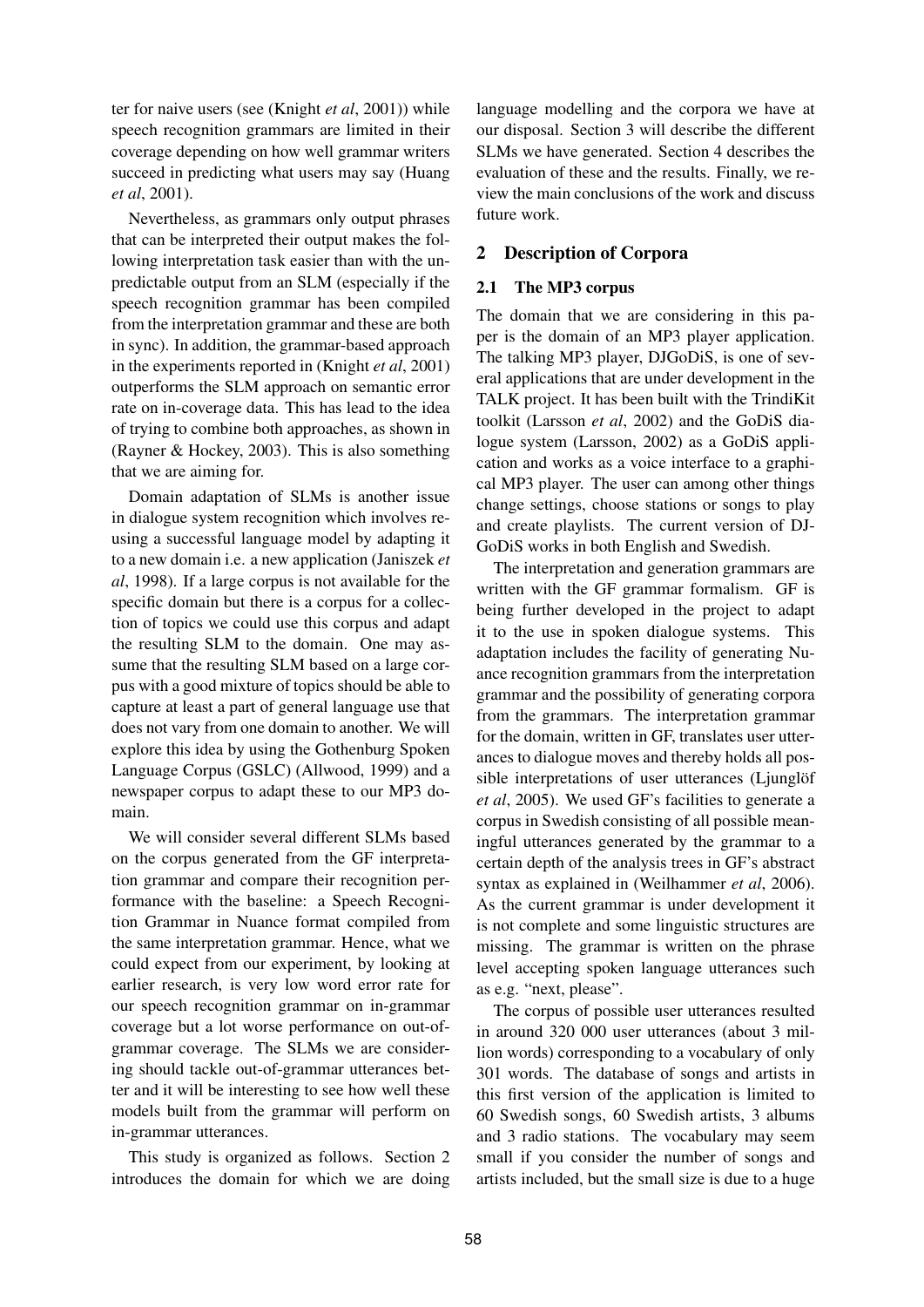ter for naive users (see (Knight *et al*, 2001)) while speech recognition grammars are limited in their coverage depending on how well grammar writers succeed in predicting what users may say (Huang *et al*, 2001).

Nevertheless, as grammars only output phrases that can be interpreted their output makes the following interpretation task easier than with the unpredictable output from an SLM (especially if the speech recognition grammar has been compiled from the interpretation grammar and these are both in sync). In addition, the grammar-based approach in the experiments reported in (Knight *et al*, 2001) outperforms the SLM approach on semantic error rate on in-coverage data. This has lead to the idea of trying to combine both approaches, as shown in (Rayner & Hockey, 2003). This is also something that we are aiming for.

Domain adaptation of SLMs is another issue in dialogue system recognition which involves reusing a successful language model by adapting it to a new domain i.e. a new application (Janiszek *et al*, 1998). If a large corpus is not available for the specific domain but there is a corpus for a collection of topics we could use this corpus and adapt the resulting SLM to the domain. One may assume that the resulting SLM based on a large corpus with a good mixture of topics should be able to capture at least a part of general language use that does not vary from one domain to another. We will explore this idea by using the Gothenburg Spoken Language Corpus (GSLC) (Allwood, 1999) and a newspaper corpus to adapt these to our MP3 domain.

We will consider several different SLMs based on the corpus generated from the GF interpretation grammar and compare their recognition performance with the baseline: a Speech Recognition Grammar in Nuance format compiled from the same interpretation grammar. Hence, what we could expect from our experiment, by looking at earlier research, is very low word error rate for our speech recognition grammar on in-grammar coverage but a lot worse performance on out-of-grammar coverage. The SLMs we are considering should tackle out-of-grammar utterances better and it will be interesting to see how well these models built from the grammar will perform on in-grammar utterances.

This study is organized as follows. Section 2 introduces the domain for which we are doing language modelling and the corpora we have at our disposal. Section 3 will describe the different SLMs we have generated. Section 4 describes the evaluation of these and the results. Finally, we review the main conclusions of the work and discuss future work.

## 2 Description of Corpora

### 2.1 The MP3 corpus

The domain that we are considering in this paper is the domain of an MP3 player application. The talking MP3 player, DJGoDiS, is one of several applications that are under development in the TALK project. It has been built with the TrindiKit toolkit (Larsson *et al*, 2002) and the GoDiS dialogue system (Larsson, 2002) as a GoDiS application and works as a voice interface to a graphical MP3 player. The user can among other things change settings, choose stations or songs to play and create playlists. The current version of DJ-GoDiS works in both English and Swedish.

The interpretation and generation grammars are written with the GF grammar formalism. GF is being further developed in the project to adapt it to the use in spoken dialogue systems. This adaptation includes the facility of generating Nuance recognition grammars from the interpretation grammar and the possibility of generating corpora from the grammars. The interpretation grammar for the domain, written in GF, translates user utterances to dialogue moves and thereby holds all possible interpretations of user utterances (Ljunglöf *et al*, 2005). We used GF's facilities to generate a corpus in Swedish consisting of all possible meaningful utterances generated by the grammar to a certain depth of the analysis trees in GF's abstract syntax as explained in (Weilhammer *et al*, 2006). As the current grammar is under development it is not complete and some linguistic structures are missing. The grammar is written on the phrase level accepting spoken language utterances such as e.g. "next, please".

The corpus of possible user utterances resulted in around 320 000 user utterances (about 3 million words) corresponding to a vocabulary of only 301 words. The database of songs and artists in this first version of the application is limited to 60 Swedish songs, 60 Swedish artists, 3 albums and 3 radio stations. The vocabulary may seem small if you consider the number of songs and artists included, but the small size is due to a huge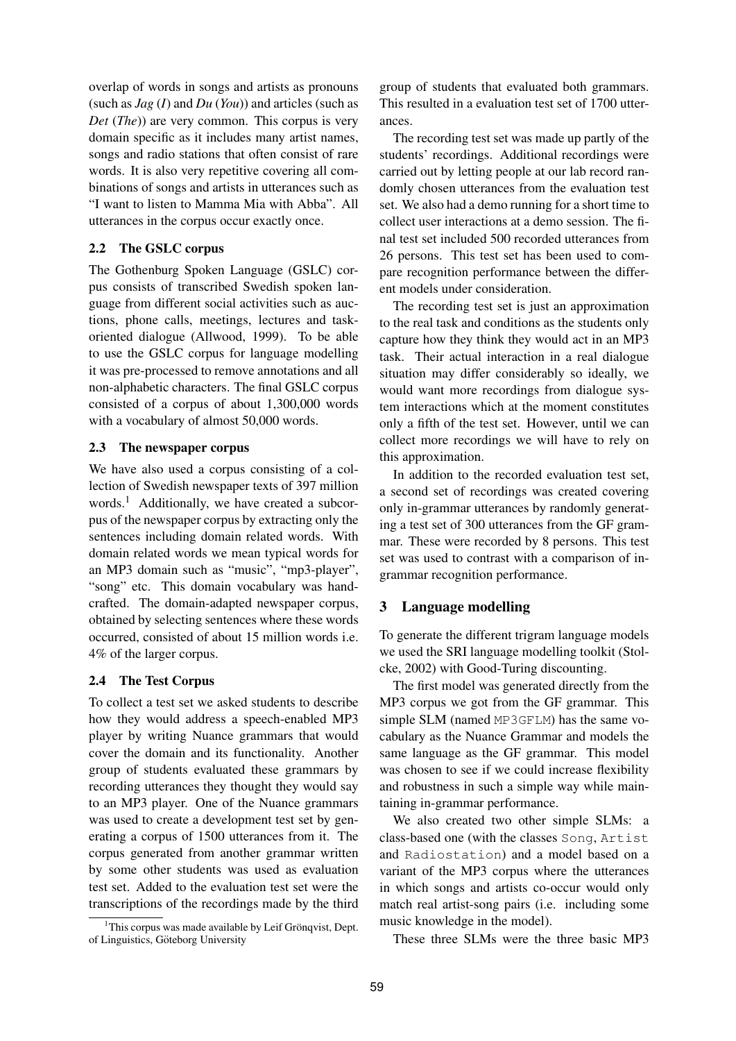overlap of words in songs and artists as pronouns (such as *Jag* (*I*) and *Du* (*You*)) and articles (such as *Det* (*The*)) are very common. This corpus is very domain specific as it includes many artist names, songs and radio stations that often consist of rare words. It is also very repetitive covering all combinations of songs and artists in utterances such as "I want to listen to Mamma Mia with Abba". All utterances in the corpus occur exactly once.

### 2.2 The GSLC corpus

The Gothenburg Spoken Language (GSLC) corpus consists of transcribed Swedish spoken language from different social activities such as auctions, phone calls, meetings, lectures and task-oriented dialogue (Allwood, 1999). To be able to use the GSLC corpus for language modelling it was pre-processed to remove annotations and all non-alphabetic characters. The final GSLC corpus consisted of a corpus of about 1,300,000 words with a vocabulary of almost 50,000 words.

### 2.3 The newspaper corpus

We have also used a corpus consisting of a collection of Swedish newspaper texts of 397 million words.[1] Additionally, we have created a subcorpus of the newspaper corpus by extracting only the sentences including domain related words. With domain related words we mean typical words for an MP3 domain such as "music", "mp3-player", "song" etc. This domain vocabulary was handcrafted. The domain-adapted newspaper corpus, obtained by selecting sentences where these words occurred, consisted of about 15 million words i.e. 4% of the larger corpus.

### 2.4 The Test Corpus

To collect a test set we asked students to describe how they would address a speech-enabled MP3 player by writing Nuance grammars that would cover the domain and its functionality. Another group of students evaluated these grammars by recording utterances they thought they would say to an MP3 player. One of the Nuance grammars was used to create a development test set by generating a corpus of 1500 utterances from it. The corpus generated from another grammar written by some other students was used as evaluation test set. Added to the evaluation test set were the transcriptions of the recordings made by the third group of students that evaluated both grammars. This resulted in a evaluation test set of 1700 utterances.

The recording test set was made up partly of the students' recordings. Additional recordings were carried out by letting people at our lab record randomly chosen utterances from the evaluation test set. We also had a demo running for a short time to collect user interactions at a demo session. The final test set included 500 recorded utterances from 26 persons. This test set has been used to compare recognition performance between the different models under consideration.

The recording test set is just an approximation to the real task and conditions as the students only capture how they think they would act in an MP3 task. Their actual interaction in a real dialogue situation may differ considerably so ideally, we would want more recordings from dialogue system interactions which at the moment constitutes only a fifth of the test set. However, until we can collect more recordings we will have to rely on this approximation.

In addition to the recorded evaluation test set, a second set of recordings was created covering only in-grammar utterances by randomly generating a test set of 300 utterances from the GF grammar. These were recorded by 8 persons. This test set was used to contrast with a comparison of in-grammar recognition performance.

## 3 Language modelling

To generate the different trigram language models we used the SRI language modelling toolkit (Stolcke, 2002) with Good-Turing discounting.

The first model was generated directly from the MP3 corpus we got from the GF grammar. This simple SLM (named `MP3GFLM`) has the same vocabulary as the Nuance Grammar and models the same language as the GF grammar. This model was chosen to see if we could increase flexibility and robustness in such a simple way while maintaining in-grammar performance.

We also created two other simple SLMs: a class-based one (with the classes `Song`, `Artist` and `Radiostation`) and a model based on a variant of the MP3 corpus where the utterances in which songs and artists co-occur would only match real artist-song pairs (i.e. including some music knowledge in the model).

These three SLMs were the three basic MP3

[1]This corpus was made available by Leif Grönqvist, Dept. of Linguistics, Göteborg University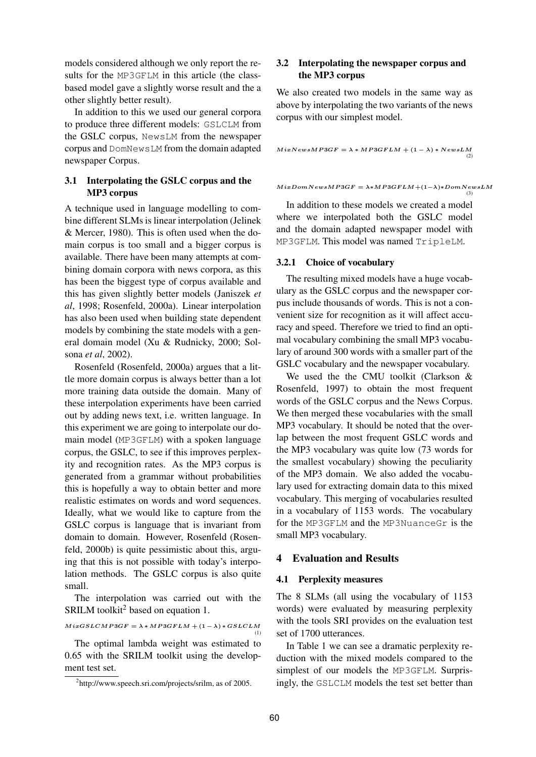models considered although we only report the results for the MP3GFLM in this article (the class-based model gave a slightly worse result and the a other slightly better result).

In addition to this we used our general corpora to produce three different models: GSLCLM from the GSLC corpus, NewsLM from the newspaper corpus and DomNewsLM from the domain adapted newspaper Corpus.

### 3.1 Interpolating the GSLC corpus and the MP3 corpus

A technique used in language modelling to combine different SLMs is linear interpolation (Jelinek & Mercer, 1980). This is often used when the domain corpus is too small and a bigger corpus is available. There have been many attempts at combining domain corpora with news corpora, as this has been the biggest type of corpus available and this has given slightly better models (Janiszek *et al*, 1998; Rosenfeld, 2000a). Linear interpolation has also been used when building state dependent models by combining the state models with a general domain model (Xu & Rudnicky, 2000; Solsona *et al*, 2002).

Rosenfeld (Rosenfeld, 2000a) argues that a little more domain corpus is always better than a lot more training data outside the domain. Many of these interpolation experiments have been carried out by adding news text, i.e. written language. In this experiment we are going to interpolate our domain model (MP3GFLM) with a spoken language corpus, the GSLC, to see if this improves perplexity and recognition rates. As the MP3 corpus is generated from a grammar without probabilities this is hopefully a way to obtain better and more realistic estimates on words and word sequences. Ideally, what we would like to capture from the GSLC corpus is language that is invariant from domain to domain. However, Rosenfeld (Rosenfeld, 2000b) is quite pessimistic about this, arguing that this is not possible with today's interpolation methods. The GSLC corpus is also quite small.

The interpolation was carried out with the SRILM toolkit[2] based on equation 1.

$$MixGSLCMP3GF = \lambda * MP3GFLM + (1 - \lambda) * GSLCLM \quad (1)$$

The optimal lambda weight was estimated to 0.65 with the SRILM toolkit using the development test set.

[2] http://www.speech.sri.com/projects/srilm, as of 2005.

### 3.2 Interpolating the newspaper corpus and the MP3 corpus

We also created two models in the same way as above by interpolating the two variants of the news corpus with our simplest model.

$$MixNewsMP3GF = \lambda * MP3GFLM + (1 - \lambda) * NewsLM \quad (2)$$

$$MixDomNewsMP3GF = \lambda * MP3GFLM + (1 - \lambda) * DomNewsLM \quad (3)$$

In addition to these models we created a model where we interpolated both the GSLC model and the domain adapted newspaper model with MP3GFLM. This model was named TripleLM.

#### 3.2.1 Choice of vocabulary

The resulting mixed models have a huge vocabulary as the GSLC corpus and the newspaper corpus include thousands of words. This is not a convenient size for recognition as it will affect accuracy and speed. Therefore we tried to find an optimal vocabulary combining the small MP3 vocabulary of around 300 words with a smaller part of the GSLC vocabulary and the newspaper vocabulary.

We used the the CMU toolkit (Clarkson & Rosenfeld, 1997) to obtain the most frequent words of the GSLC corpus and the News Corpus. We then merged these vocabularies with the small MP3 vocabulary. It should be noted that the overlap between the most frequent GSLC words and the MP3 vocabulary was quite low (73 words for the smallest vocabulary) showing the peculiarity of the MP3 domain. We also added the vocabulary used for extracting domain data to this mixed vocabulary. This merging of vocabularies resulted in a vocabulary of 1153 words. The vocabulary for the MP3GFLM and the MP3NuanceGr is the small MP3 vocabulary.

## 4 Evaluation and Results

### 4.1 Perplexity measures

The 8 SLMs (all using the vocabulary of 1153 words) were evaluated by measuring perplexity with the tools SRI provides on the evaluation test set of 1700 utterances.

In Table 1 we can see a dramatic perplexity reduction with the mixed models compared to the simplest of our models the MP3GFLM. Surprisingly, the GSLCLM models the test set better than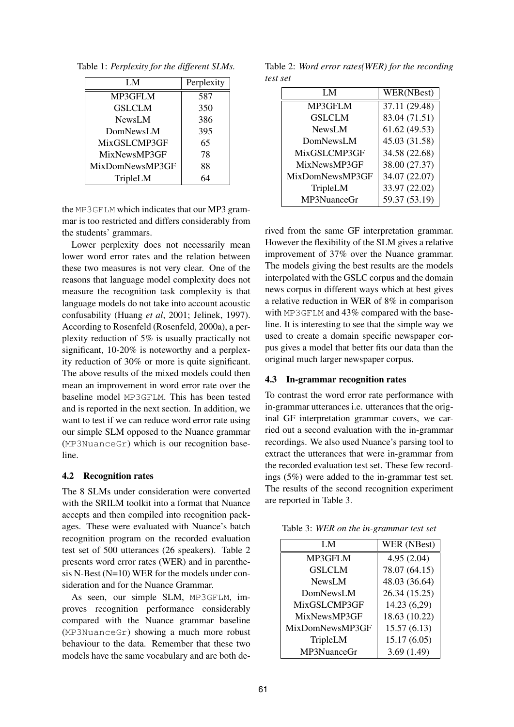Table 1: *Perplexity for the different SLMs.*

| LM | Perplexity |
|---|---|
| MP3GFLM | 587 |
| GSLCLM | 350 |
| NewsLM | 386 |
| DomNewsLM | 395 |
| MixGSLCMP3GF | 65 |
| MixNewsMP3GF | 78 |
| MixDomNewsMP3GF | 88 |
| TripleLM | 64 |

the MP3GFLM which indicates that our MP3 grammar is too restricted and differs considerably from the students' grammars.

Lower perplexity does not necessarily mean lower word error rates and the relation between these two measures is not very clear. One of the reasons that language model complexity does not measure the recognition task complexity is that language models do not take into account acoustic confusability (Huang *et al*, 2001; Jelinek, 1997). According to Rosenfeld (Rosenfeld, 2000a), a perplexity reduction of 5% is usually practically not significant, 10-20% is noteworthy and a perplexity reduction of 30% or more is quite significant. The above results of the mixed models could then mean an improvement in word error rate over the baseline model MP3GFLM. This has been tested and is reported in the next section. In addition, we want to test if we can reduce word error rate using our simple SLM opposed to the Nuance grammar (MP3NuanceGr) which is our recognition baseline.

### 4.2 Recognition rates

The 8 SLMs under consideration were converted with the SRILM toolkit into a format that Nuance accepts and then compiled into recognition packages. These were evaluated with Nuance's batch recognition program on the recorded evaluation test set of 500 utterances (26 speakers). Table 2 presents word error rates (WER) and in parenthesis N-Best (N=10) WER for the models under consideration and for the Nuance Grammar.

As seen, our simple SLM, MP3GFLM, improves recognition performance considerably compared with the Nuance grammar baseline (MP3NuanceGr) showing a much more robust behaviour to the data. Remember that these two models have the same vocabulary and are both derived from the same GF interpretation grammar. However the flexibility of the SLM gives a relative improvement of 37% over the Nuance grammar. The models giving the best results are the models interpolated with the GSLC corpus and the domain news corpus in different ways which at best gives a relative reduction in WER of 8% in comparison with MP3GFLM and 43% compared with the baseline. It is interesting to see that the simple way we used to create a domain specific newspaper corpus gives a model that better fits our data than the original much larger newspaper corpus.

Table 2: *Word error rates(WER) for the recording test set*

| LM | WER(NBest) |
|---|---|
| MP3GFLM | 37.11 (29.48) |
| GSLCLM | 83.04 (71.51) |
| NewsLM | 61.62 (49.53) |
| DomNewsLM | 45.03 (31.58) |
| MixGSLCMP3GF | 34.58 (22.68) |
| MixNewsMP3GF | 38.00 (27.37) |
| MixDomNewsMP3GF | 34.07 (22.07) |
| TripleLM | 33.97 (22.02) |
| MP3NuanceGr | 59.37 (53.19) |

### 4.3 In-grammar recognition rates

To contrast the word error rate performance with in-grammar utterances i.e. utterances that the original GF interpretation grammar covers, we carried out a second evaluation with the in-grammar recordings. We also used Nuance's parsing tool to extract the utterances that were in-grammar from the recorded evaluation test set. These few recordings (5%) were added to the in-grammar test set. The results of the second recognition experiment are reported in Table 3.

Table 3: *WER on the in-grammar test set*

| LM | WER (NBest) |
|---|---|
| MP3GFLM | 4.95 (2.04) |
| GSLCLM | 78.07 (64.15) |
| NewsLM | 48.03 (36.64) |
| DomNewsLM | 26.34 (15.25) |
| MixGSLCMP3GF | 14.23 (6,29) |
| MixNewsMP3GF | 18.63 (10.22) |
| MixDomNewsMP3GF | 15.57 (6.13) |
| TripleLM | 15.17 (6.05) |
| MP3NuanceGr | 3.69 (1.49) |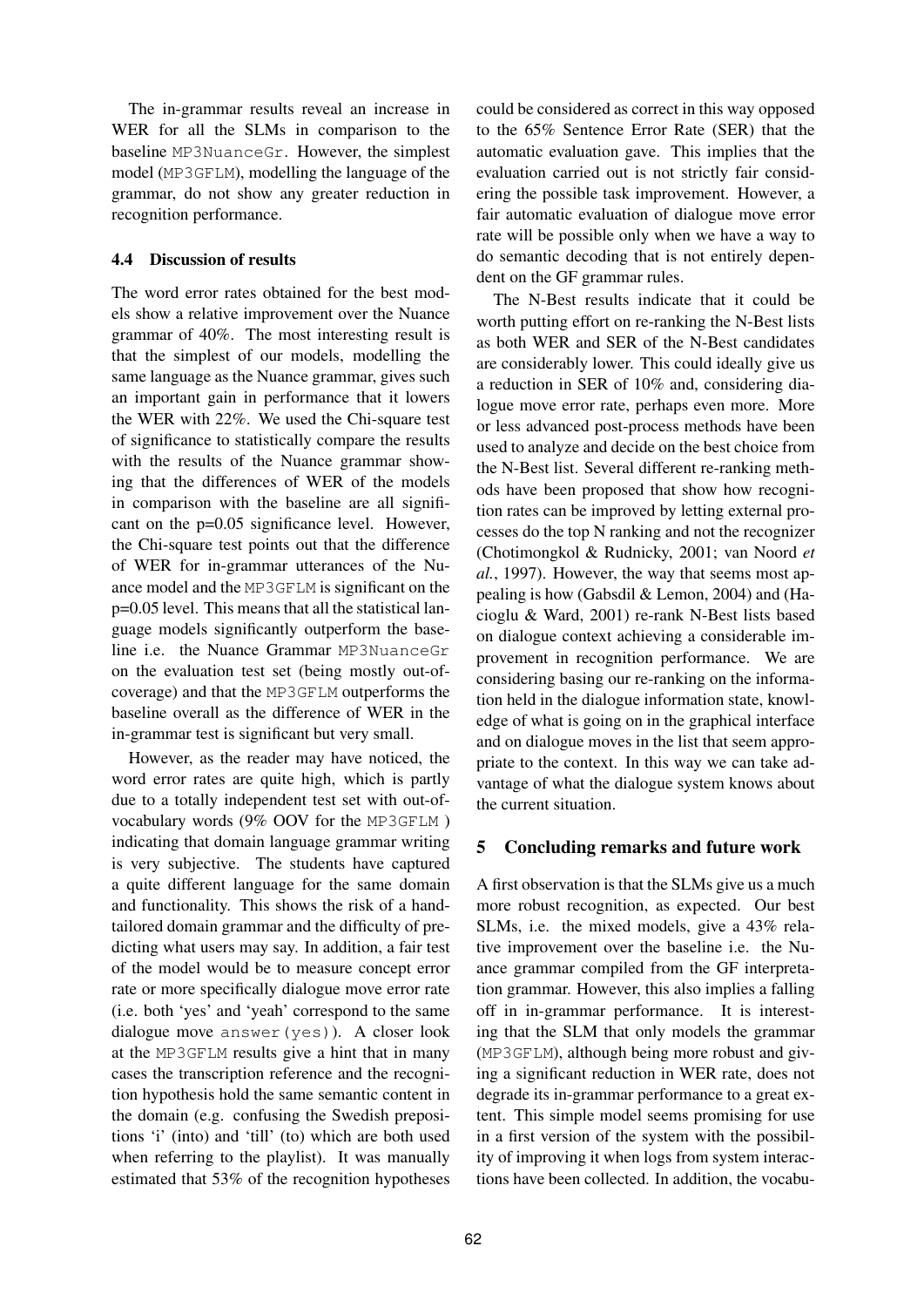The in-grammar results reveal an increase in WER for all the SLMs in comparison to the baseline MP3NuanceGr. However, the simplest model (MP3GFLM), modelling the language of the grammar, do not show any greater reduction in recognition performance.

### 4.4 Discussion of results

The word error rates obtained for the best models show a relative improvement over the Nuance grammar of 40%. The most interesting result is that the simplest of our models, modelling the same language as the Nuance grammar, gives such an important gain in performance that it lowers the WER with 22%. We used the Chi-square test of significance to statistically compare the results with the results of the Nuance grammar showing that the differences of WER of the models in comparison with the baseline are all significant on the p=0.05 significance level. However, the Chi-square test points out that the difference of WER for in-grammar utterances of the Nuance model and the MP3GFLM is significant on the p=0.05 level. This means that all the statistical language models significantly outperform the baseline i.e. the Nuance Grammar MP3NuanceGr on the evaluation test set (being mostly out-of-coverage) and that the MP3GFLM outperforms the baseline overall as the difference of WER in the in-grammar test is significant but very small.

However, as the reader may have noticed, the word error rates are quite high, which is partly due to a totally independent test set with out-of-vocabulary words (9% OOV for the MP3GFLM ) indicating that domain language grammar writing is very subjective. The students have captured a quite different language for the same domain and functionality. This shows the risk of a hand-tailored domain grammar and the difficulty of predicting what users may say. In addition, a fair test of the model would be to measure concept error rate or more specifically dialogue move error rate (i.e. both 'yes' and 'yeah' correspond to the same dialogue move answer(yes)). A closer look at the MP3GFLM results give a hint that in many cases the transcription reference and the recognition hypothesis hold the same semantic content in the domain (e.g. confusing the Swedish prepositions 'i' (into) and 'till' (to) which are both used when referring to the playlist). It was manually estimated that 53% of the recognition hypotheses could be considered as correct in this way opposed to the 65% Sentence Error Rate (SER) that the automatic evaluation gave. This implies that the evaluation carried out is not strictly fair considering the possible task improvement. However, a fair automatic evaluation of dialogue move error rate will be possible only when we have a way to do semantic decoding that is not entirely dependent on the GF grammar rules.

The N-Best results indicate that it could be worth putting effort on re-ranking the N-Best lists as both WER and SER of the N-Best candidates are considerably lower. This could ideally give us a reduction in SER of 10% and, considering dialogue move error rate, perhaps even more. More or less advanced post-process methods have been used to analyze and decide on the best choice from the N-Best list. Several different re-ranking methods have been proposed that show how recognition rates can be improved by letting external processes do the top N ranking and not the recognizer (Chotimongkol & Rudnicky, 2001; van Noord *et al.*, 1997). However, the way that seems most appealing is how (Gabsdil & Lemon, 2004) and (Hacioglu & Ward, 2001) re-rank N-Best lists based on dialogue context achieving a considerable improvement in recognition performance. We are considering basing our re-ranking on the information held in the dialogue information state, knowledge of what is going on in the graphical interface and on dialogue moves in the list that seem appropriate to the context. In this way we can take advantage of what the dialogue system knows about the current situation.

## 5 Concluding remarks and future work

A first observation is that the SLMs give us a much more robust recognition, as expected. Our best SLMs, i.e. the mixed models, give a 43% relative improvement over the baseline i.e. the Nuance grammar compiled from the GF interpretation grammar. However, this also implies a falling off in in-grammar performance. It is interesting that the SLM that only models the grammar (MP3GFLM), although being more robust and giving a significant reduction in WER rate, does not degrade its in-grammar performance to a great extent. This simple model seems promising for use in a first version of the system with the possibility of improving it when logs from system interactions have been collected. In addition, the vocabu-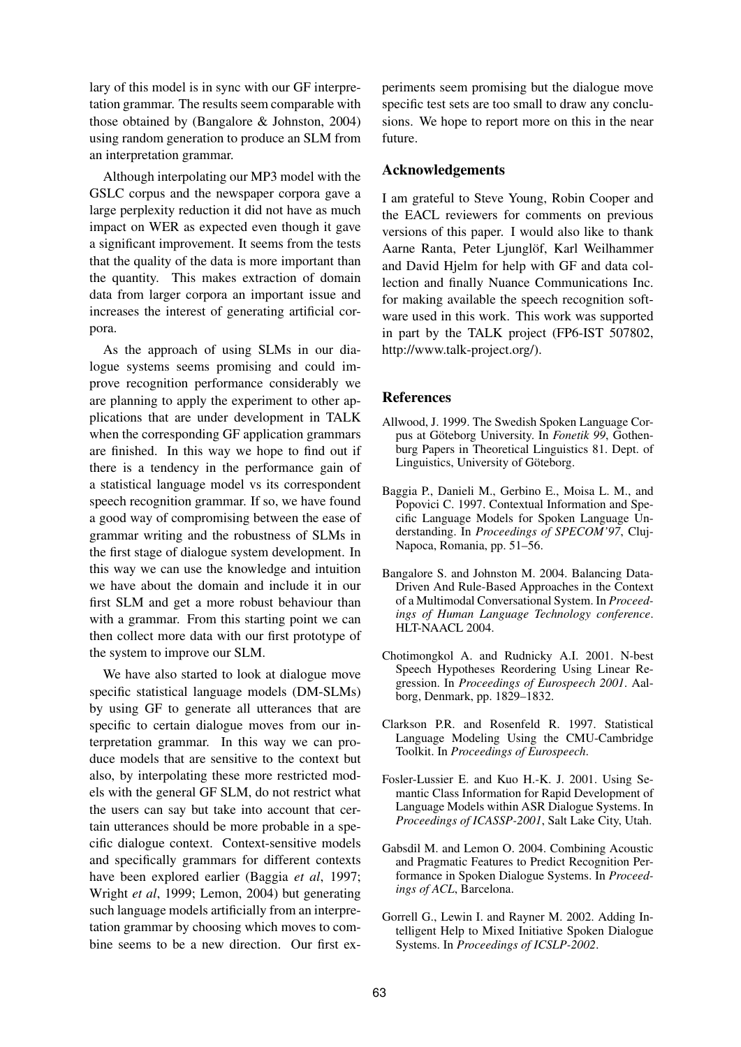lary of this model is in sync with our GF interpretation grammar. The results seem comparable with those obtained by (Bangalore & Johnston, 2004) using random generation to produce an SLM from an interpretation grammar.

Although interpolating our MP3 model with the GSLC corpus and the newspaper corpora gave a large perplexity reduction it did not have as much impact on WER as expected even though it gave a significant improvement. It seems from the tests that the quality of the data is more important than the quantity. This makes extraction of domain data from larger corpora an important issue and increases the interest of generating artificial corpora.

As the approach of using SLMs in our dialogue systems seems promising and could improve recognition performance considerably we are planning to apply the experiment to other applications that are under development in TALK when the corresponding GF application grammars are finished. In this way we hope to find out if there is a tendency in the performance gain of a statistical language model vs its correspondent speech recognition grammar. If so, we have found a good way of compromising between the ease of grammar writing and the robustness of SLMs in the first stage of dialogue system development. In this way we can use the knowledge and intuition we have about the domain and include it in our first SLM and get a more robust behaviour than with a grammar. From this starting point we can then collect more data with our first prototype of the system to improve our SLM.

We have also started to look at dialogue move specific statistical language models (DM-SLMs) by using GF to generate all utterances that are specific to certain dialogue moves from our interpretation grammar. In this way we can produce models that are sensitive to the context but also, by interpolating these more restricted models with the general GF SLM, do not restrict what the users can say but take into account that certain utterances should be more probable in a specific dialogue context. Context-sensitive models and specifically grammars for different contexts have been explored earlier (Baggia *et al*, 1997; Wright *et al*, 1999; Lemon, 2004) but generating such language models artificially from an interpretation grammar by choosing which moves to combine seems to be a new direction. Our first experiments seem promising but the dialogue move specific test sets are too small to draw any conclusions. We hope to report more on this in the near future.

## Acknowledgements

I am grateful to Steve Young, Robin Cooper and the EACL reviewers for comments on previous versions of this paper. I would also like to thank Aarne Ranta, Peter Ljunglöf, Karl Weilhammer and David Hjelm for help with GF and data collection and finally Nuance Communications Inc. for making available the speech recognition software used in this work. This work was supported in part by the TALK project (FP6-IST 507802, http://www.talk-project.org/).

## References

Allwood, J. 1999. The Swedish Spoken Language Corpus at Göteborg University. In *Fonetik 99*, Gothenburg Papers in Theoretical Linguistics 81. Dept. of Linguistics, University of Göteborg.

Baggia P., Danieli M., Gerbino E., Moisa L. M., and Popovici C. 1997. Contextual Information and Specific Language Models for Spoken Language Understanding. In *Proceedings of SPECOM'97*, Cluj-Napoca, Romania, pp. 51–56.

Bangalore S. and Johnston M. 2004. Balancing Data-Driven And Rule-Based Approaches in the Context of a Multimodal Conversational System. In *Proceedings of Human Language Technology conference*. HLT-NAACL 2004.

Chotimongkol A. and Rudnicky A.I. 2001. N-best Speech Hypotheses Reordering Using Linear Regression. In *Proceedings of Eurospeech 2001*. Aalborg, Denmark, pp. 1829–1832.

Clarkson P.R. and Rosenfeld R. 1997. Statistical Language Modeling Using the CMU-Cambridge Toolkit. In *Proceedings of Eurospeech*.

Fosler-Lussier E. and Kuo H.-K. J. 2001. Using Semantic Class Information for Rapid Development of Language Models within ASR Dialogue Systems. In *Proceedings of ICASSP-2001*, Salt Lake City, Utah.

Gabsdil M. and Lemon O. 2004. Combining Acoustic and Pragmatic Features to Predict Recognition Performance in Spoken Dialogue Systems. In *Proceedings of ACL*, Barcelona.

Gorrell G., Lewin I. and Rayner M. 2002. Adding Intelligent Help to Mixed Initiative Spoken Dialogue Systems. In *Proceedings of ICSLP-2002*.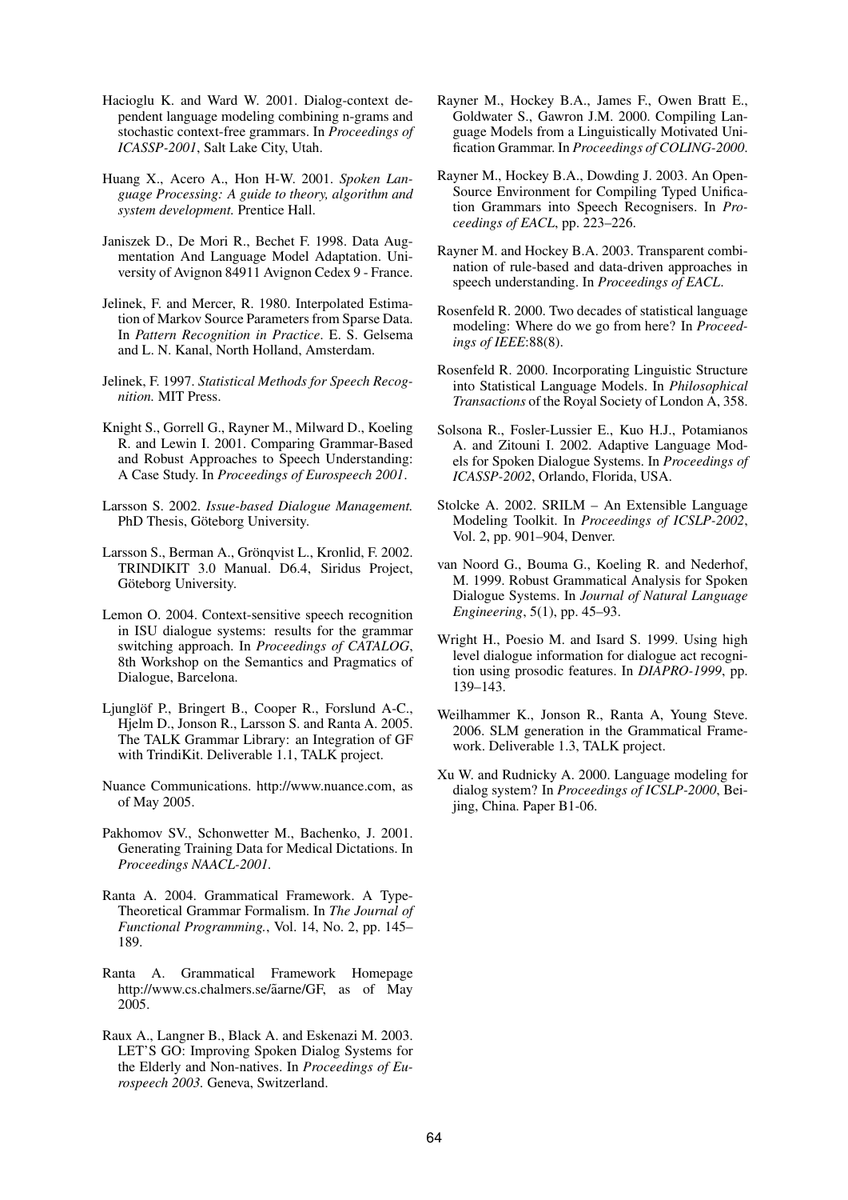Hacioglu K. and Ward W. 2001. Dialog-context dependent language modeling combining n-grams and stochastic context-free grammars. In *Proceedings of ICASSP-2001*, Salt Lake City, Utah.

Huang X., Acero A., Hon H-W. 2001. *Spoken Language Processing: A guide to theory, algorithm and system development.* Prentice Hall.

Janiszek D., De Mori R., Bechet F. 1998. Data Augmentation And Language Model Adaptation. University of Avignon 84911 Avignon Cedex 9 - France.

Jelinek, F. and Mercer, R. 1980. Interpolated Estimation of Markov Source Parameters from Sparse Data. In *Pattern Recognition in Practice*. E. S. Gelsema and L. N. Kanal, North Holland, Amsterdam.

Jelinek, F. 1997. *Statistical Methods for Speech Recognition.* MIT Press.

Knight S., Gorrell G., Rayner M., Milward D., Koeling R. and Lewin I. 2001. Comparing Grammar-Based and Robust Approaches to Speech Understanding: A Case Study. In *Proceedings of Eurospeech 2001*.

Larsson S. 2002. *Issue-based Dialogue Management.* PhD Thesis, Göteborg University.

Larsson S., Berman A., Grönqvist L., Kronlid, F. 2002. TRINDIKIT 3.0 Manual. D6.4, Siridus Project, Göteborg University.

Lemon O. 2004. Context-sensitive speech recognition in ISU dialogue systems: results for the grammar switching approach. In *Proceedings of CATALOG*, 8th Workshop on the Semantics and Pragmatics of Dialogue, Barcelona.

Ljunglöf P., Bringert B., Cooper R., Forslund A-C., Hjelm D., Jonson R., Larsson S. and Ranta A. 2005. The TALK Grammar Library: an Integration of GF with TrindiKit. Deliverable 1.1, TALK project.

Nuance Communications. http://www.nuance.com, as of May 2005.

Pakhomov SV., Schonwetter M., Bachenko, J. 2001. Generating Training Data for Medical Dictations. In *Proceedings NAACL-2001*.

Ranta A. 2004. Grammatical Framework. A Type-Theoretical Grammar Formalism. In *The Journal of Functional Programming.*, Vol. 14, No. 2, pp. 145–189.

Ranta A. Grammatical Framework Homepage http://www.cs.chalmers.se/ãarne/GF, as of May 2005.

Raux A., Langner B., Black A. and Eskenazi M. 2003. LET'S GO: Improving Spoken Dialog Systems for the Elderly and Non-natives. In *Proceedings of Eurospeech 2003.* Geneva, Switzerland.

Rayner M., Hockey B.A., James F., Owen Bratt E., Goldwater S., Gawron J.M. 2000. Compiling Language Models from a Linguistically Motivated Unification Grammar. In *Proceedings of COLING-2000*.

Rayner M., Hockey B.A., Dowding J. 2003. An Open-Source Environment for Compiling Typed Unification Grammars into Speech Recognisers. In *Proceedings of EACL*, pp. 223–226.

Rayner M. and Hockey B.A. 2003. Transparent combination of rule-based and data-driven approaches in speech understanding. In *Proceedings of EACL*.

Rosenfeld R. 2000. Two decades of statistical language modeling: Where do we go from here? In *Proceedings of IEEE*:88(8).

Rosenfeld R. 2000. Incorporating Linguistic Structure into Statistical Language Models. In *Philosophical Transactions* of the Royal Society of London A, 358.

Solsona R., Fosler-Lussier E., Kuo H.J., Potamianos A. and Zitouni I. 2002. Adaptive Language Models for Spoken Dialogue Systems. In *Proceedings of ICASSP-2002*, Orlando, Florida, USA.

Stolcke A. 2002. SRILM – An Extensible Language Modeling Toolkit. In *Proceedings of ICSLP-2002*, Vol. 2, pp. 901–904, Denver.

van Noord G., Bouma G., Koeling R. and Nederhof, M. 1999. Robust Grammatical Analysis for Spoken Dialogue Systems. In *Journal of Natural Language Engineering*, 5(1), pp. 45–93.

Wright H., Poesio M. and Isard S. 1999. Using high level dialogue information for dialogue act recognition using prosodic features. In *DIAPRO-1999*, pp. 139–143.

Weilhammer K., Jonson R., Ranta A, Young Steve. 2006. SLM generation in the Grammatical Framework. Deliverable 1.3, TALK project.

Xu W. and Rudnicky A. 2000. Language modeling for dialog system? In *Proceedings of ICSLP-2000*, Beijing, China. Paper B1-06.